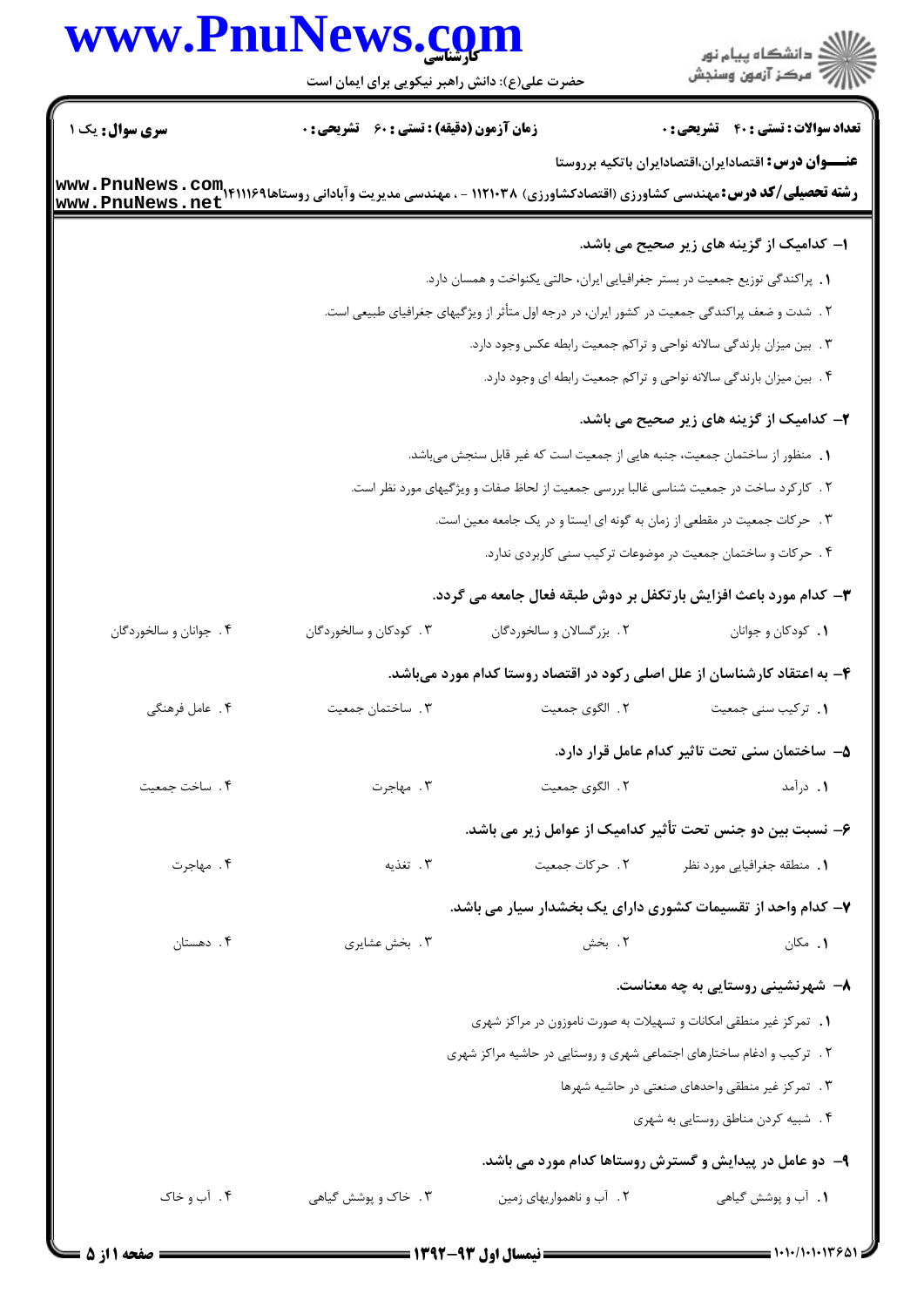**سری سؤال:** یک ۱

**زمان آزمون (دقیقه) : تستی : ۶۰ تشریحی : ۰**

**تعداد سوالات : تستی : ۴۰ تشریحی : ۰**

**عنـــوان درس:** اقتصادایران،اقتصادایران باتکیه برروستا

**رشته تحصیلی/کد درس:** مهندسی کشاورزی (اقتصادکشاورزی) ۱۱۲۱۰۳۸ - ، مهندسی مدیریت وآبادانی روستاها۱۴۱۱۱۶۹

**۱- کدامیک از گزینه های زیر صحیح می باشد.**

۱. پراکندگی توزیع جمعیت در بستر جغرافیایی ایران، حالتی یکنواخت و همسان دارد.

۲. شدت و ضعف پراکندگی جمعیت در کشور ایران، در درجه اول متأثر از ویژگیهای جغرافیای طبیعی است.

۳. بین میزان بارندگی سالانه نواحی و تراکم جمعیت رابطه عکس وجود دارد.

۴. بین میزان بارندگی سالانه نواحی و تراکم جمعیت رابطه ای وجود دارد.

**۲- کدامیک از گزینه های زیر صحیح می باشد.**

۱. منظور از ساختمان جمعیت، جنبه هایی از جمعیت است که غیر قابل سنجش میباشد.

۲. کارکرد ساخت در جمعیت شناسی غالبا بررسی جمعیت از لحاظ صفات و ویژگیهای مورد نظر است.

۳. حرکات جمعیت در مقطعی از زمان به گونه ای ایستا و در یک جامعه معین است.

۴. حرکات و ساختمان جمعیت در موضوعات ترکیب سنی کاربردی ندارد.

**۳- کدام مورد باعث افزایش بارتکفل بر دوش طبقه فعال جامعه می گردد.**

۱. کودکان و جوانان

۲. بزرگسالان و سالخوردگان

۳. کودکان و سالخوردگان

۴. جوانان و سالخوردگان

**۴- به اعتقاد کارشناسان از علل اصلی رکود در اقتصاد روستا کدام مورد میباشد.**

۱. ترکیب سنی جمعیت

۲. الگوی جمعیت

۳. ساختمان جمعیت

۴. عامل فرهنگی

**۵- ساختمان سنی تحت تاثیر کدام عامل قرار دارد.**

۱. درآمد

۲. الگوی جمعیت

۳. مهاجرت

۴. ساخت جمعیت

**۶- نسبت بین دو جنس تحت تأثیر کدامیک از عوامل زیر می باشد.**

۱. منطقه جغرافیایی مورد نظر

۲. حرکات جمعیت

۳. تغذیه

۴. مهاجرت

**۷- کدام واحد از تقسیمات کشوری دارای یک بخشدار سیار می باشد.**

۱. مکان

۲. بخش

۳. بخش عشایری

۴. دهستان

**۸- شهرنشینی روستایی به چه معناست.**

۱. تمرکز غیر منطقی امکانات و تسهیلات به صورت ناموزون در مراکز شهری

۲. ترکیب و ادغام ساختارهای اجتماعی شهری و روستایی در حاشیه مراکز شهری

۳. تمرکز غیر منطقی واحدهای صنعتی در حاشیه شهرها

۴. شبیه کردن مناطق روستایی به شهری

**۹- دو عامل در پیدایش و گسترش روستاها کدام مورد می باشد.**

۱. آب و پوشش گیاهی

۲. آب و ناهمواریهای زمین

۳. خاک و پوشش گیاهی

۴. آب و خاک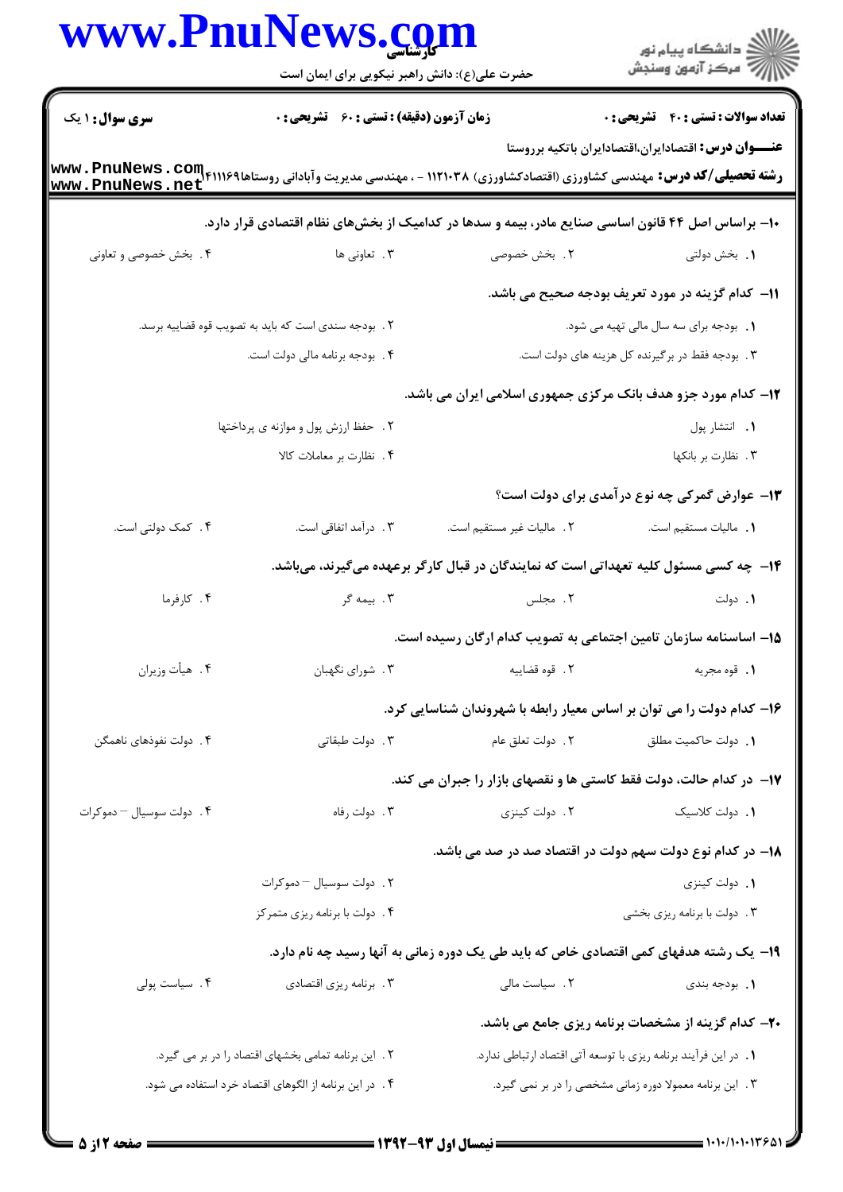۱۰- براساس اصل ۴۴ قانون اساسی صنایع مادر، بیمه و سدها در کدامیک از بخش‌های نظام اقتصادی قرار دارد.

۱. بخش دولتی
۲. بخش خصوصی
۳. تعاونی ها
۴. بخش خصوصی و تعاونی

۱۱- کدام گزینه در مورد تعریف بودجه صحیح می باشد.

۱. بودجه برای سه سال مالی تهیه می شود.
۲. بودجه سندی است که باید به تصویب قوه قضاییه برسد.
۳. بودجه فقط در برگیرنده کل هزینه های دولت است.
۴. بودجه برنامه مالی دولت است.

۱۲- کدام مورد جزو هدف بانک مرکزی جمهوری اسلامی ایران می باشد.

۱. انتشار پول
۲. حفظ ارزش پول و موازنه ی پرداختها
۳. نظارت بر بانکها
۴. نظارت بر معاملات کالا

۱۳- عوارض گمرکی چه نوع درآمدی برای دولت است؟

۱. مالیات مستقیم است.
۲. مالیات غیر مستقیم است.
۳. درآمد اتفاقی است.
۴. کمک دولتی است.

۱۴- چه کسی مسئول کلیه تعهداتی است که نمایندگان در قبال کارگر برعهده می‌گیرند، می‌باشد.

۱. دولت
۲. مجلس
۳. بیمه گر
۴. کارفرما

۱۵- اساسنامه سازمان تامین اجتماعی به تصویب کدام ارگان رسیده است.

۱. قوه مجریه
۲. قوه قضاییه
۳. شورای نگهبان
۴. هیأت وزیران

۱۶- کدام دولت را می توان بر اساس معیار رابطه با شهروندان شناسایی کرد.

۱. دولت حاکمیت مطلق
۲. دولت تعلق عام
۳. دولت طبقاتی
۴. دولت نفوذهای ناهمگن

۱۷- در کدام حالت، دولت فقط کاستی ها و نقصهای بازار را جبران می کند.

۱. دولت کلاسیک
۲. دولت کینزی
۳. دولت رفاه
۴. دولت سوسیال – دموکرات

۱۸- در کدام نوع دولت سهم دولت در اقتصاد صد در صد می باشد.

۱. دولت کینزی
۲. دولت سوسیال – دموکرات
۳. دولت با برنامه ریزی بخشی
۴. دولت با برنامه ریزی متمرکز

۱۹- یک رشته هدفهای کمی اقتصادی خاص که باید طی یک دوره زمانی به آنها رسید چه نام دارد.

۱. بودجه بندی
۲. سیاست مالی
۳. برنامه ریزی اقتصادی
۴. سیاست پولی

۲۰- کدام گزینه از مشخصات برنامه ریزی جامع می باشد.

۱. در این فرآیند برنامه ریزی با توسعه آتی اقتصاد ارتباطی ندارد.
۲. این برنامه تمامی بخشهای اقتصاد را در بر می گیرد.
۳. این برنامه معمولا دوره زمانی مشخصی را در بر نمی گیرد.
۴. در این برنامه از الگوهای اقتصاد خرد استفاده می شود.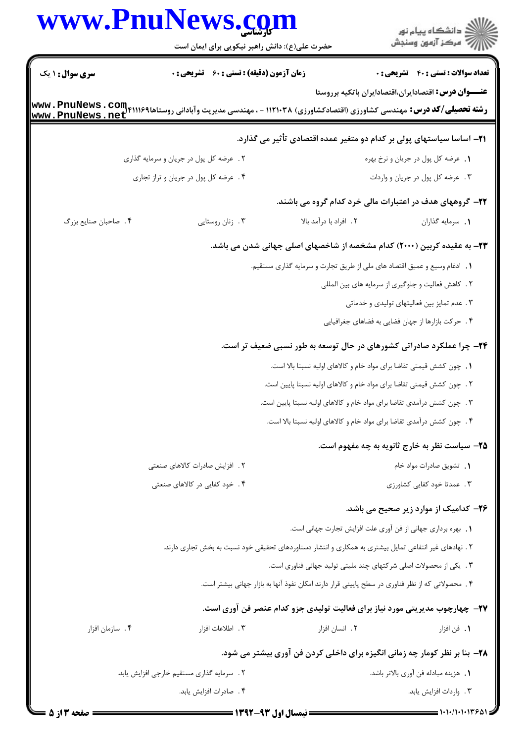**سری سوال:** ۱ یک

**زمان آزمون (دقیقه) : تستی : ۶۰ تشریحی : ۰**

**تعداد سوالات : تستی : ۴۰ تشریحی : ۰**

**عنــــوان درس:** اقتصادایران،اقتصادایران باتکیه برروستا

**رشته تحصیلی/کد درس:** مهندسی کشاورزی (اقتصادکشاورزی) ۱۱۲۱۰۳۸ - ، مهندسی مدیریت وآبادانی روستاها۱۱۱۶۹‏۴

**۲۱- اساسا سیاستهای پولی بر کدام دو متغیر عمده اقتصادی تأثیر می گذارد.**

۱. عرضه کل پول در جریان و نرخ بهره

۲. عرضه کل پول در جریان و سرمایه گذاری

۳. عرضه کل پول در جریان و واردات

۴. عرضه کل پول در جریان و تراز تجاری

**۲۲- گروههای هدف در اعتبارات مالی خرد کدام گروه می باشند.**

۱. سرمایه گذاران

۲. افراد با درآمد بالا

۳. زنان روستایی

۴. صاحبان صنایع بزرگ

**۲۳- به عقیده کربین (۲۰۰۰) کدام مشخصه از شاخصهای اصلی جهانی شدن می باشد.**

۱. ادغام وسیع و عمیق اقتصاد های ملی از طریق تجارت و سرمایه گذاری مستقیم.

۲. کاهش فعالیت و جلوگیری از سرمایه های بین المللی

۳. عدم تمایز بین فعالیتهای تولیدی و خدماتی

۴. حرکت بازارها از جهان فضایی به فضاهای جغرافیایی

**۲۴- چرا عملکرد صادراتی کشورهای در حال توسعه به طور نسبی ضعیف تر است.**

۱. چون کشش قیمتی تقاضا برای مواد خام و کالاهای اولیه نسبتا بالا است.

۲. چون کشش قیمتی تقاضا برای مواد خام و کالاهای اولیه نسبتا پایین است.

۳. چون کشش درآمدی تقاضا برای مواد خام و کالاهای اولیه نسبتا پایین است.

۴. چون کشش درآمدی تقاضا برای مواد خام و کالاهای اولیه نسبتا بالا است.

**۲۵- سیاست نظر به خارج ثانویه به چه مفهوم است.**

۱. تشویق صادرات مواد خام

۲. افزایش صادرات کالاهای صنعتی

۳. عمدتا خود کفایی کشاورزی

۴. خود کفایی در کالاهای صنعتی

**۲۶- کدامیک از موارد زیر صحیح می باشد.**

۱. بهره برداری جهانی از فن آوری علت افزایش تجارت جهانی است.

۲. نهادهای غیر انتفاعی تمایل بیشتری به همکاری و انتشار دستاوردهای تحقیقی خود نسبت به بخش تجاری دارند.

۳. یکی از محصولات اصلی شرکتهای چند ملیتی تولید جهانی فناوری است.

۴. محصولاتی که از نظر فناوری در سطح پایینی قرار دارند امکان نفوذ آنها به بازار جهانی بیشتر است.

**۲۷- چهارچوب مدیریتی مورد نیاز برای فعالیت تولیدی جزو کدام عنصر فن آوری است.**

۱. فن افزار

۲. انسان افزار

۳. اطلاعات افزار

۴. سازمان افزار

**۲۸- بنا بر نظر کومار چه زمانی انگیزه برای داخلی کردن فن آوری بیشتر می شود.**

۱. هزینه مبادله فن آوری بالاتر باشد.

۲. سرمایه گذاری مستقیم خارجی افزایش یابد.

۳. واردات افزایش یابد.

۴. صادرات افزایش یابد.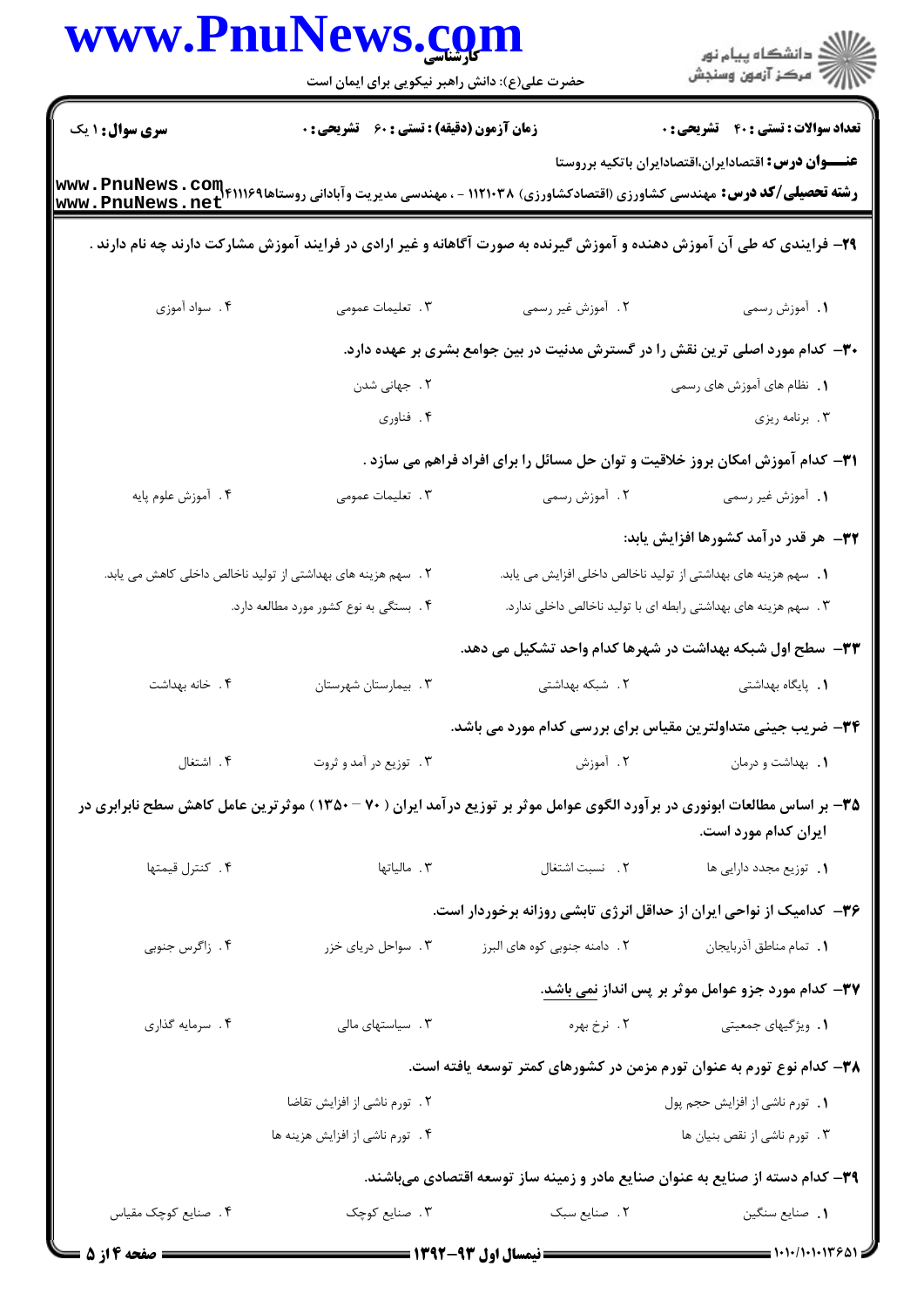**سری سوال:** ۱ یک

**زمان آزمون (دقیقه) : تستی :** ۶۰ **تشریحی :** ۰

**تعداد سوالات : تستی :** ۴۰ **تشریحی :** ۰

**عنـــوان درس:** اقتصادایران،اقتصادایران باتکیه برروستا

**رشته تحصیلی/کد درس:** مهندسی کشاورزی (اقتصادکشاورزی) ۱۱۲۱۰۳۸ - ، مهندسی مدیریت وآبادانی روستاها۴۱۱۱۶۹

۲۹- فرایندی که طی آن آموزش دهنده و آموزش گیرنده به صورت آگاهانه و غیر ارادی در فرایند آموزش مشارکت دارند چه نام دارند .

۱. آموزش رسمی
۲. آموزش غیر رسمی
۳. تعلیمات عمومی
۴. سواد آموزی

۳۰- کدام مورد اصلی ترین نقش را در گسترش مدنیت در بین جوامع بشری بر عهده دارد.

۱. نظام های آموزش های رسمی
۲. جهانی شدن
۳. برنامه ریزی
۴. فناوری

۳۱- کدام آموزش امکان بروز خلاقیت و توان حل مسائل را برای افراد فراهم می سازد .

۱. آموزش غیر رسمی
۲. آموزش رسمی
۳. تعلیمات عمومی
۴. آموزش علوم پایه

۳۲- هر قدر درآمد کشورها افزایش یابد:

۱. سهم هزینه های بهداشتی از تولید ناخالص داخلی افزایش می یابد.
۲. سهم هزینه های بهداشتی از تولید ناخالص داخلی کاهش می یابد.
۳. سهم هزینه های بهداشتی رابطه ای با تولید ناخالص داخلی ندارد.
۴. بستگی به نوع کشور مورد مطالعه دارد.

۳۳- سطح اول شبکه بهداشت در شهرها کدام واحد تشکیل می دهد.

۱. پایگاه بهداشتی
۲. شبکه بهداشتی
۳. بیمارستان شهرستان
۴. خانه بهداشت

۳۴- ضریب جینی متداولترین مقیاس برای بررسی کدام مورد می باشد.

۱. بهداشت و درمان
۲. آموزش
۳. توزیع در آمد و ثروت
۴. اشتغال

۳۵- بر اساس مطالعات ابونوری در برآورد الگوی عوامل موثر بر توزیع درآمد ایران ( ۷۰ – ۱۳۵۰ ) موثرترین عامل کاهش سطح نابرابری در ایران کدام مورد است.

۱. توزیع مجدد دارایی ها
۲. نسبت اشتغال
۳. مالیاتها
۴. کنترل قیمتها

۳۶- کدامیک از نواحی ایران از حداقل انرژی تابشی روزانه برخوردار است.

۱. تمام مناطق آذربایجان
۲. دامنه جنوبی کوه های البرز
۳. سواحل دریای خزر
۴. زاگرس جنوبی

۳۷- کدام مورد جزو عوامل موثر بر پس انداز نمی باشد.

۱. ویژگیهای جمعیتی
۲. نرخ بهره
۳. سیاستهای مالی
۴. سرمایه گذاری

۳۸- کدام نوع تورم به عنوان تورم مزمن در کشورهای کمتر توسعه یافته است.

۱. تورم ناشی از افزایش حجم پول
۲. تورم ناشی از افزایش تقاضا
۳. تورم ناشی از نقص بنیان ها
۴. تورم ناشی از افزایش هزینه ها

۳۹- کدام دسته از صنایع به عنوان صنایع مادر و زمینه ساز توسعه اقتصادی می‌باشند.

۱. صنایع سنگین
۲. صنایع سبک
۳. صنایع کوچک
۴. صنایع کوچک مقیاس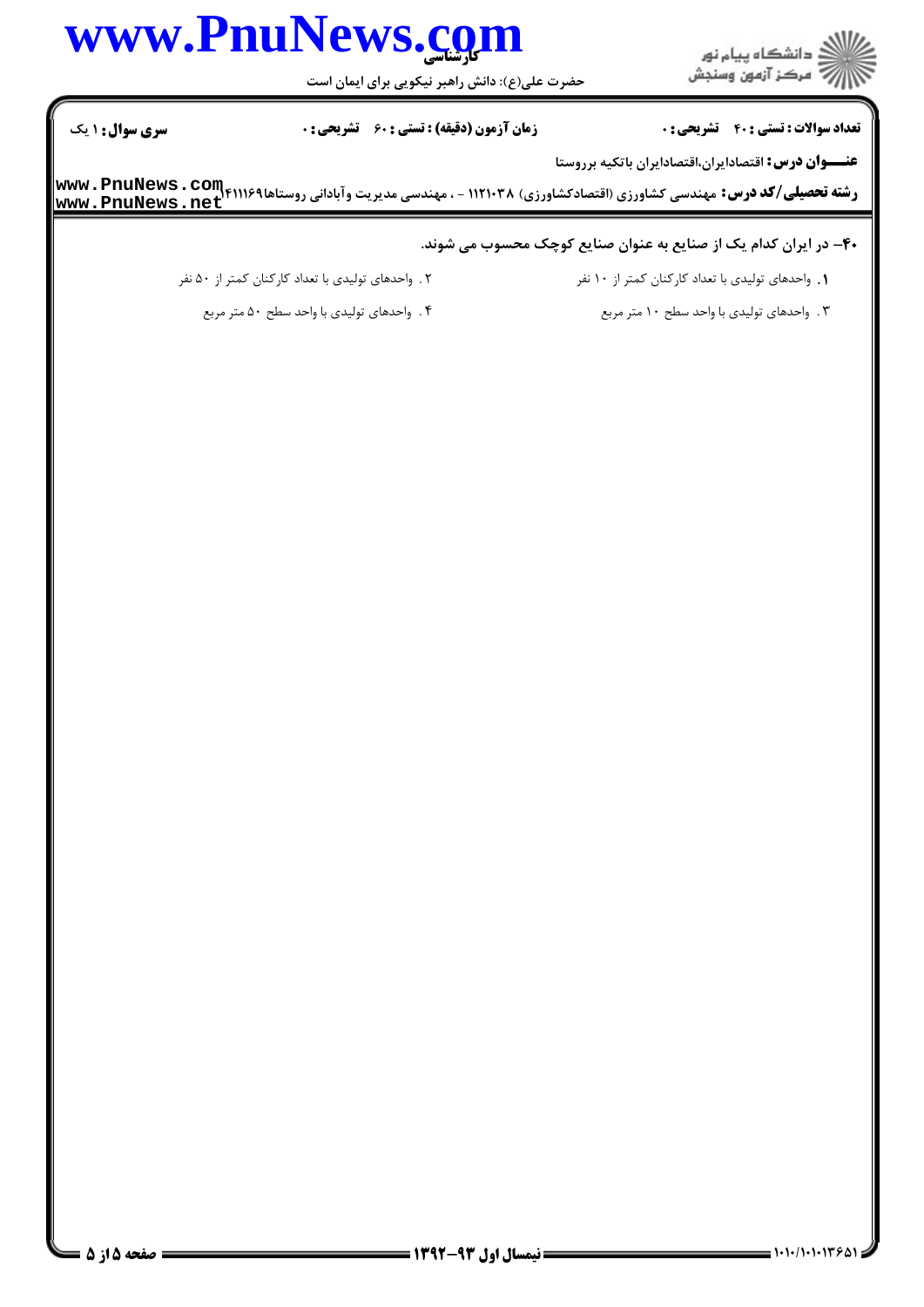**تعداد سوالات : تستی : ۴۰ تشریحی : ۰** | **زمان آزمون (دقیقه) : تستی : ۶۰ تشریحی : ۰** | **سری سوال :** ۱ یک

**عنـــوان درس :** اقتصادایران،اقتصادایران باتکیه برروستا

**رشته تحصیلی/کد درس :** مهندسی کشاورزی (اقتصادکشاورزی) ۱۱۲۱۰۳۸ - ، مهندسی مدیریت وآبادانی روستاها۴۱۱۱۶۹

**۴۰- در ایران کدام یک از صنایع به عنوان صنایع کوچک محسوب می شوند.**

۱. واحدهای تولیدی با تعداد کارکنان کمتر از ۱۰ نفر

۲. واحدهای تولیدی با تعداد کارکنان کمتر از ۵۰ نفر

۳. واحدهای تولیدی با واحد سطح ۱۰ متر مربع

۴. واحدهای تولیدی با واحد سطح ۵۰ متر مربع